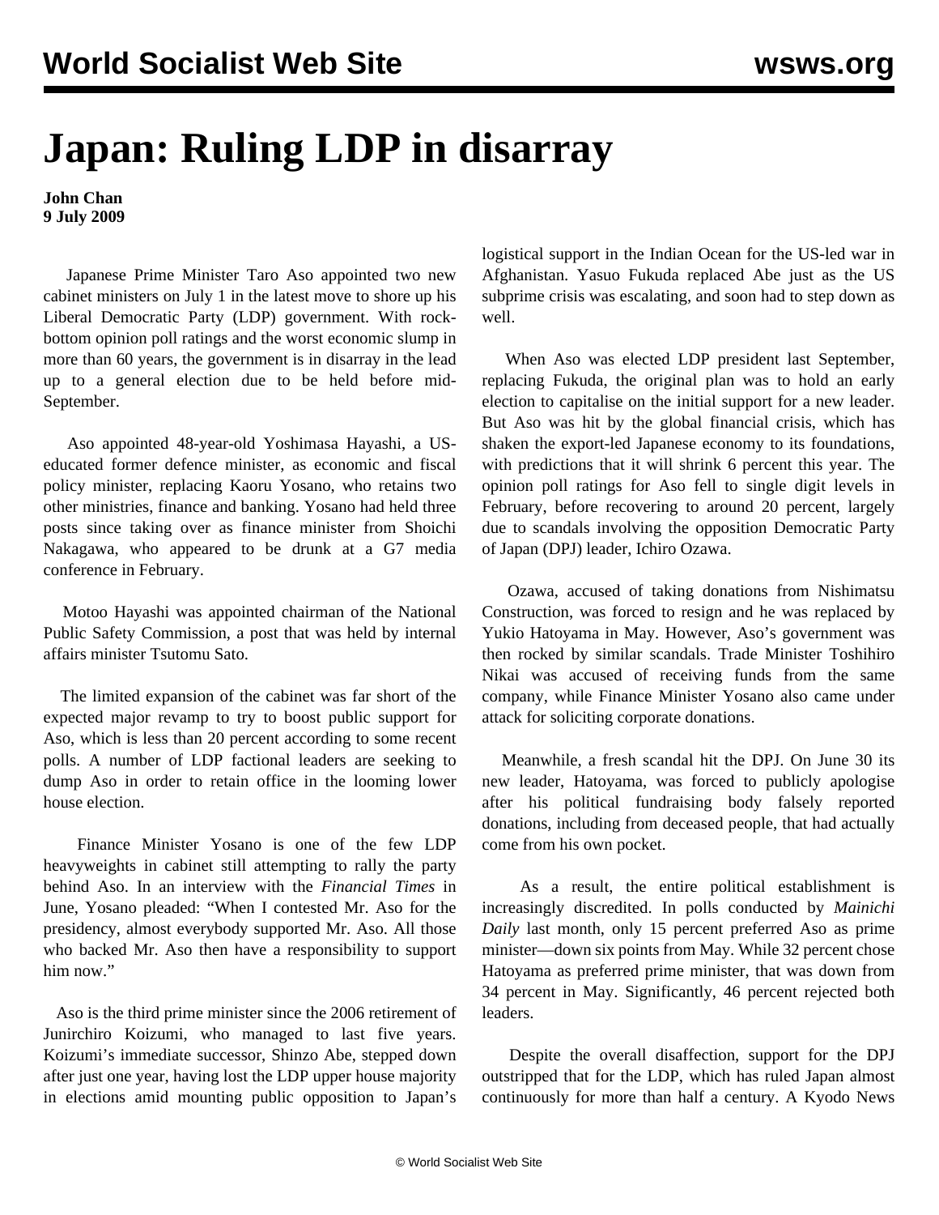# Japan: Ruling LDP in disarray

**John Chan**
**9 July 2009**

Japanese Prime Minister Taro Aso appointed two new cabinet ministers on July 1 in the latest move to shore up his Liberal Democratic Party (LDP) government. With rock-bottom opinion poll ratings and the worst economic slump in more than 60 years, the government is in disarray in the lead up to a general election due to be held before mid-September.

Aso appointed 48-year-old Yoshimasa Hayashi, a US-educated former defence minister, as economic and fiscal policy minister, replacing Kaoru Yosano, who retains two other ministries, finance and banking. Yosano had held three posts since taking over as finance minister from Shoichi Nakagawa, who appeared to be drunk at a G7 media conference in February.

Motoo Hayashi was appointed chairman of the National Public Safety Commission, a post that was held by internal affairs minister Tsutomu Sato.

The limited expansion of the cabinet was far short of the expected major revamp to try to boost public support for Aso, which is less than 20 percent according to some recent polls. A number of LDP factional leaders are seeking to dump Aso in order to retain office in the looming lower house election.

Finance Minister Yosano is one of the few LDP heavyweights in cabinet still attempting to rally the party behind Aso. In an interview with the *Financial Times* in June, Yosano pleaded: "When I contested Mr. Aso for the presidency, almost everybody supported Mr. Aso. All those who backed Mr. Aso then have a responsibility to support him now."

Aso is the third prime minister since the 2006 retirement of Junirchiro Koizumi, who managed to last five years. Koizumi's immediate successor, Shinzo Abe, stepped down after just one year, having lost the LDP upper house majority in elections amid mounting public opposition to Japan's logistical support in the Indian Ocean for the US-led war in Afghanistan. Yasuo Fukuda replaced Abe just as the US subprime crisis was escalating, and soon had to step down as well.

When Aso was elected LDP president last September, replacing Fukuda, the original plan was to hold an early election to capitalise on the initial support for a new leader. But Aso was hit by the global financial crisis, which has shaken the export-led Japanese economy to its foundations, with predictions that it will shrink 6 percent this year. The opinion poll ratings for Aso fell to single digit levels in February, before recovering to around 20 percent, largely due to scandals involving the opposition Democratic Party of Japan (DPJ) leader, Ichiro Ozawa.

Ozawa, accused of taking donations from Nishimatsu Construction, was forced to resign and he was replaced by Yukio Hatoyama in May. However, Aso's government was then rocked by similar scandals. Trade Minister Toshihiro Nikai was accused of receiving funds from the same company, while Finance Minister Yosano also came under attack for soliciting corporate donations.

Meanwhile, a fresh scandal hit the DPJ. On June 30 its new leader, Hatoyama, was forced to publicly apologise after his political fundraising body falsely reported donations, including from deceased people, that had actually come from his own pocket.

As a result, the entire political establishment is increasingly discredited. In polls conducted by *Mainichi Daily* last month, only 15 percent preferred Aso as prime minister—down six points from May. While 32 percent chose Hatoyama as preferred prime minister, that was down from 34 percent in May. Significantly, 46 percent rejected both leaders.

Despite the overall disaffection, support for the DPJ outstripped that for the LDP, which has ruled Japan almost continuously for more than half a century. A Kyodo News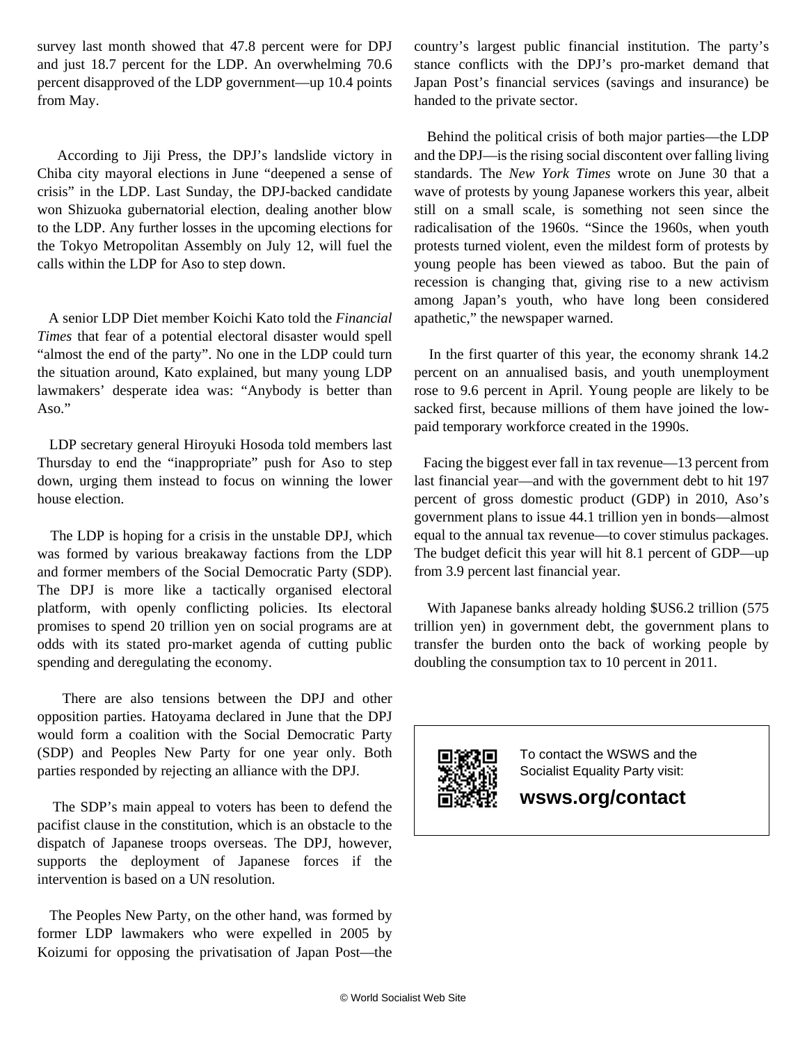survey last month showed that 47.8 percent were for DPJ and just 18.7 percent for the LDP. An overwhelming 70.6 percent disapproved of the LDP government—up 10.4 points from May.

According to Jiji Press, the DPJ's landslide victory in Chiba city mayoral elections in June "deepened a sense of crisis" in the LDP. Last Sunday, the DPJ-backed candidate won Shizuoka gubernatorial election, dealing another blow to the LDP. Any further losses in the upcoming elections for the Tokyo Metropolitan Assembly on July 12, will fuel the calls within the LDP for Aso to step down.

A senior LDP Diet member Koichi Kato told the *Financial Times* that fear of a potential electoral disaster would spell "almost the end of the party". No one in the LDP could turn the situation around, Kato explained, but many young LDP lawmakers' desperate idea was: "Anybody is better than Aso."

LDP secretary general Hiroyuki Hosoda told members last Thursday to end the "inappropriate" push for Aso to step down, urging them instead to focus on winning the lower house election.

The LDP is hoping for a crisis in the unstable DPJ, which was formed by various breakaway factions from the LDP and former members of the Social Democratic Party (SDP). The DPJ is more like a tactically organised electoral platform, with openly conflicting policies. Its electoral promises to spend 20 trillion yen on social programs are at odds with its stated pro-market agenda of cutting public spending and deregulating the economy.

There are also tensions between the DPJ and other opposition parties. Hatoyama declared in June that the DPJ would form a coalition with the Social Democratic Party (SDP) and Peoples New Party for one year only. Both parties responded by rejecting an alliance with the DPJ.

The SDP's main appeal to voters has been to defend the pacifist clause in the constitution, which is an obstacle to the dispatch of Japanese troops overseas. The DPJ, however, supports the deployment of Japanese forces if the intervention is based on a UN resolution.

The Peoples New Party, on the other hand, was formed by former LDP lawmakers who were expelled in 2005 by Koizumi for opposing the privatisation of Japan Post—the country's largest public financial institution. The party's stance conflicts with the DPJ's pro-market demand that Japan Post's financial services (savings and insurance) be handed to the private sector.

Behind the political crisis of both major parties—the LDP and the DPJ—is the rising social discontent over falling living standards. The *New York Times* wrote on June 30 that a wave of protests by young Japanese workers this year, albeit still on a small scale, is something not seen since the radicalisation of the 1960s. "Since the 1960s, when youth protests turned violent, even the mildest form of protests by young people has been viewed as taboo. But the pain of recession is changing that, giving rise to a new activism among Japan's youth, who have long been considered apathetic," the newspaper warned.

In the first quarter of this year, the economy shrank 14.2 percent on an annualised basis, and youth unemployment rose to 9.6 percent in April. Young people are likely to be sacked first, because millions of them have joined the low-paid temporary workforce created in the 1990s.

Facing the biggest ever fall in tax revenue—13 percent from last financial year—and with the government debt to hit 197 percent of gross domestic product (GDP) in 2010, Aso's government plans to issue 44.1 trillion yen in bonds—almost equal to the annual tax revenue—to cover stimulus packages. The budget deficit this year will hit 8.1 percent of GDP—up from 3.9 percent last financial year.

With Japanese banks already holding $US6.2 trillion (575 trillion yen) in government debt, the government plans to transfer the burden onto the back of working people by doubling the consumption tax to 10 percent in 2011.

To contact the WSWS and the Socialist Equality Party visit:

**wsws.org/contact**

© World Socialist Web Site